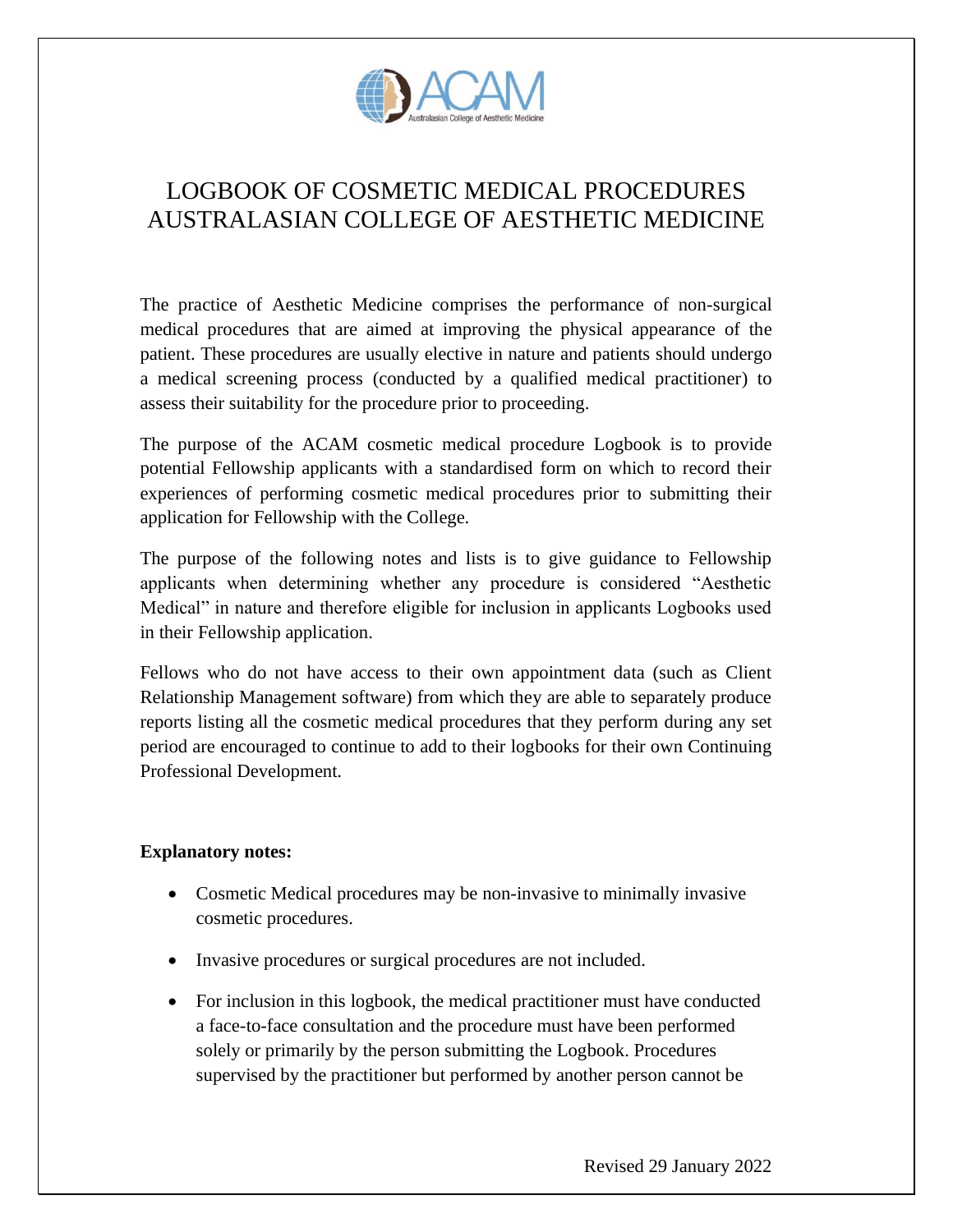# LOGBOOK OF COSMETIC MEDICAL PROCEDURES AUSTRALASIAN COLLEGE OF AESTHETIC MEDICINE

The practice of Aesthetic Medicine comprises the performance of non-surgical medical procedures that are aimed at improving the physical appearance of the patient. These procedures are usually elective in nature and patients should undergo a medical screening process (conducted by a qualified medical practitioner) to assess their suitability for the procedure prior to proceeding.

The purpose of the ACAM cosmetic medical procedure Logbook is to provide potential Fellowship applicants with a standardised form on which to record their experiences of performing cosmetic medical procedures prior to submitting their application for Fellowship with the College.

The purpose of the following notes and lists is to give guidance to Fellowship applicants when determining whether any procedure is considered "Aesthetic Medical" in nature and therefore eligible for inclusion in applicants Logbooks used in their Fellowship application.

Fellows who do not have access to their own appointment data (such as Client Relationship Management software) from which they are able to separately produce reports listing all the cosmetic medical procedures that they perform during any set period are encouraged to continue to add to their logbooks for their own Continuing Professional Development.

**Explanatory notes:**

- Cosmetic Medical procedures may be non-invasive to minimally invasive cosmetic procedures.
- Invasive procedures or surgical procedures are not included.
- For inclusion in this logbook, the medical practitioner must have conducted a face-to-face consultation and the procedure must have been performed solely or primarily by the person submitting the Logbook. Procedures supervised by the practitioner but performed by another person cannot be

Revised 29 January 2022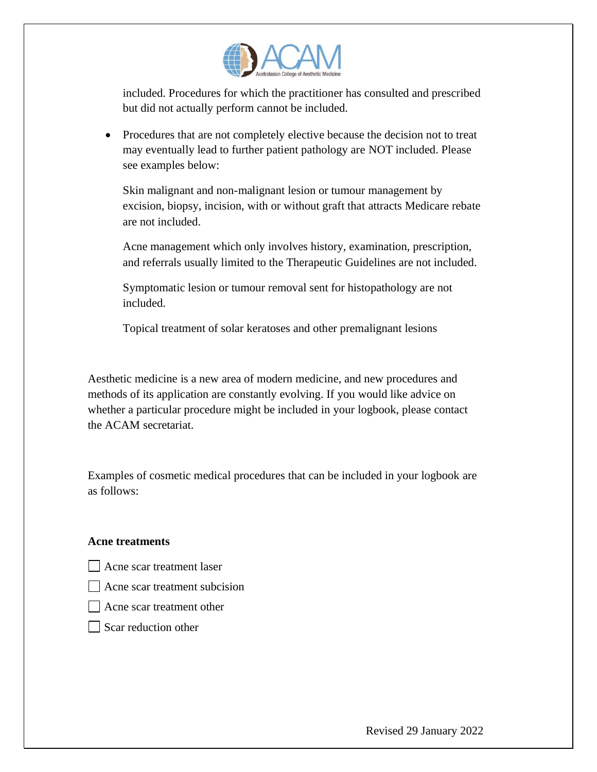included. Procedures for which the practitioner has consulted and prescribed but did not actually perform cannot be included.

- Procedures that are not completely elective because the decision not to treat may eventually lead to further patient pathology are NOT included. Please see examples below:

  Skin malignant and non-malignant lesion or tumour management by excision, biopsy, incision, with or without graft that attracts Medicare rebate are not included.

  Acne management which only involves history, examination, prescription, and referrals usually limited to the Therapeutic Guidelines are not included.

  Symptomatic lesion or tumour removal sent for histopathology are not included.

  Topical treatment of solar keratoses and other premalignant lesions

Aesthetic medicine is a new area of modern medicine, and new procedures and methods of its application are constantly evolving. If you would like advice on whether a particular procedure might be included in your logbook, please contact the ACAM secretariat.

Examples of cosmetic medical procedures that can be included in your logbook are as follows:

**Acne treatments**

- [ ] Acne scar treatment laser
- [ ] Acne scar treatment subcision
- [ ] Acne scar treatment other
- [ ] Scar reduction other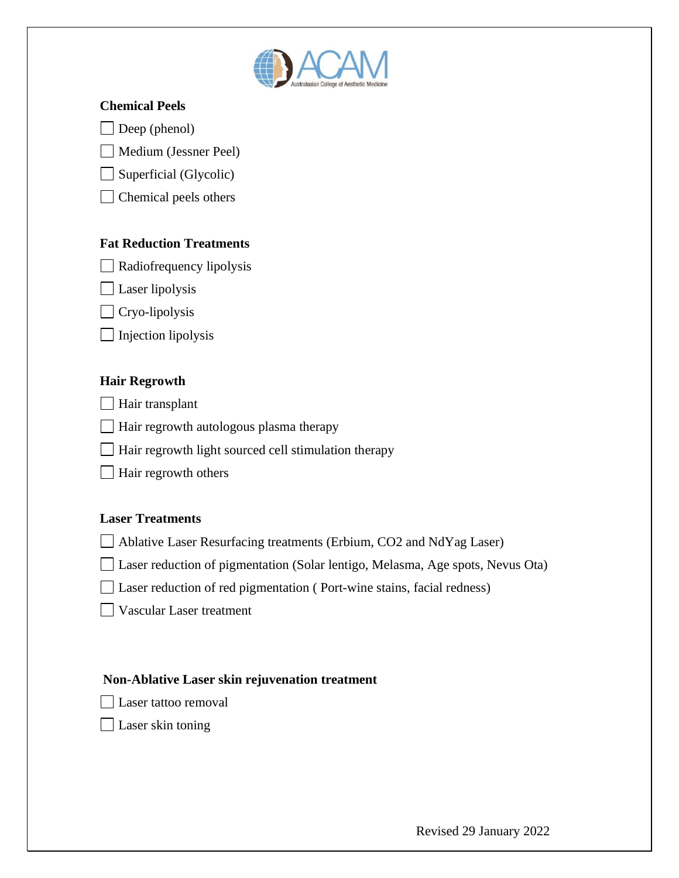**Chemical Peels**

- [ ] Deep (phenol)
- [ ] Medium (Jessner Peel)
- [ ] Superficial (Glycolic)
- [ ] Chemical peels others

**Fat Reduction Treatments**

- [ ] Radiofrequency lipolysis
- [ ] Laser lipolysis
- [ ] Cryo-lipolysis
- [ ] Injection lipolysis

**Hair Regrowth**

- [ ] Hair transplant
- [ ] Hair regrowth autologous plasma therapy
- [ ] Hair regrowth light sourced cell stimulation therapy
- [ ] Hair regrowth others

**Laser Treatments**

- [ ] Ablative Laser Resurfacing treatments (Erbium, CO2 and NdYag Laser)
- [ ] Laser reduction of pigmentation (Solar lentigo, Melasma, Age spots, Nevus Ota)
- [ ] Laser reduction of red pigmentation ( Port-wine stains, facial redness)
- [ ] Vascular Laser treatment

**Non-Ablative Laser skin rejuvenation treatment**

- [ ] Laser tattoo removal
- [ ] Laser skin toning

Revised 29 January 2022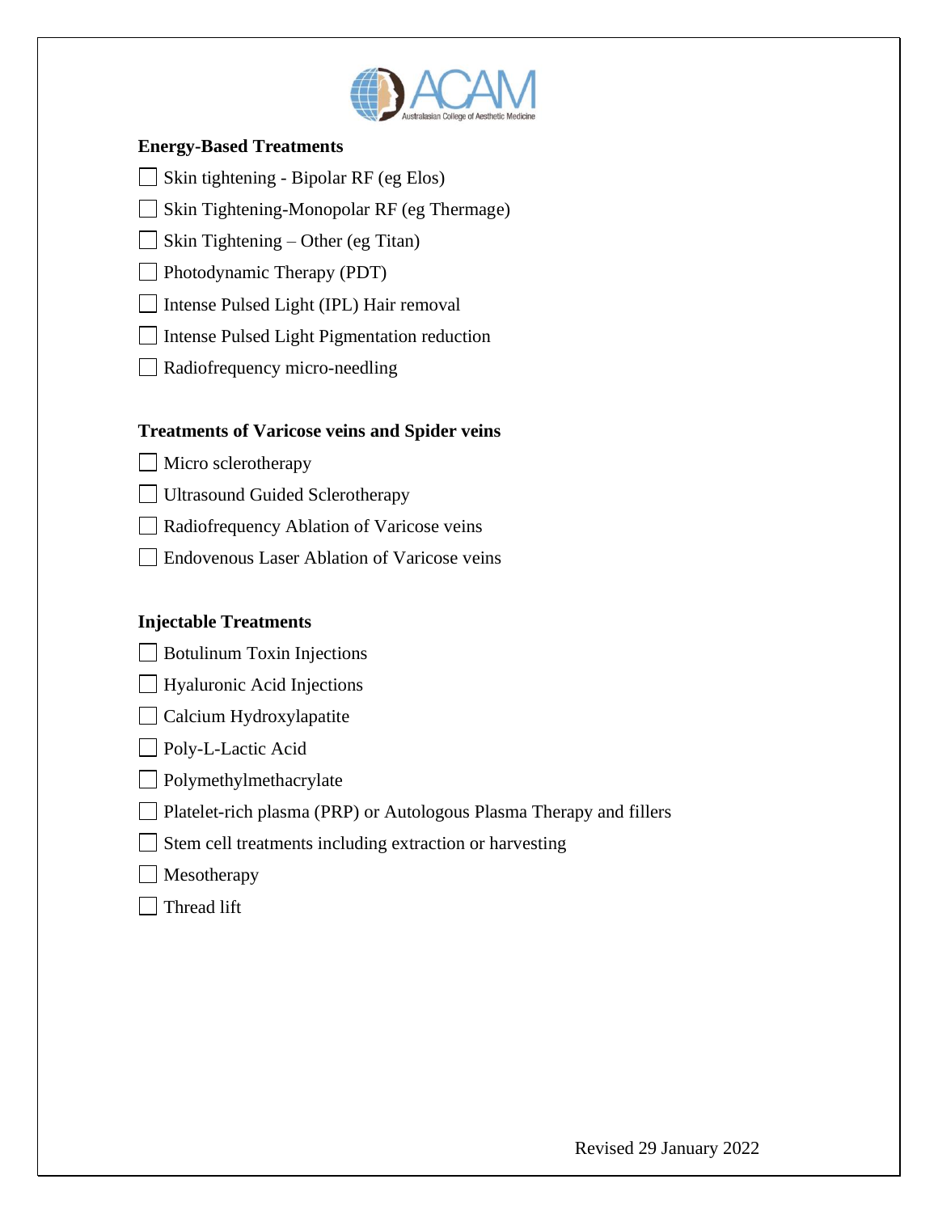**Energy-Based Treatments**

- [ ] Skin tightening - Bipolar RF (eg Elos)
- [ ] Skin Tightening-Monopolar RF (eg Thermage)
- [ ] Skin Tightening – Other (eg Titan)
- [ ] Photodynamic Therapy (PDT)
- [ ] Intense Pulsed Light (IPL) Hair removal
- [ ] Intense Pulsed Light Pigmentation reduction
- [ ] Radiofrequency micro-needling

**Treatments of Varicose veins and Spider veins**

- [ ] Micro sclerotherapy
- [ ] Ultrasound Guided Sclerotherapy
- [ ] Radiofrequency Ablation of Varicose veins
- [ ] Endovenous Laser Ablation of Varicose veins

**Injectable Treatments**

- [ ] Botulinum Toxin Injections
- [ ] Hyaluronic Acid Injections
- [ ] Calcium Hydroxylapatite
- [ ] Poly-L-Lactic Acid
- [ ] Polymethylmethacrylate
- [ ] Platelet-rich plasma (PRP) or Autologous Plasma Therapy and fillers
- [ ] Stem cell treatments including extraction or harvesting
- [ ] Mesotherapy
- [ ] Thread lift

Revised 29 January 2022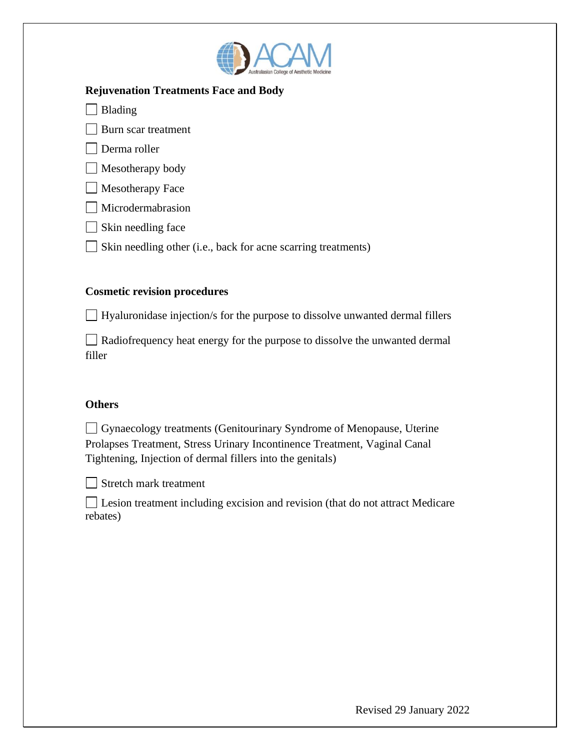**Rejuvenation Treatments Face and Body**

- [ ] Blading
- [ ] Burn scar treatment
- [ ] Derma roller
- [ ] Mesotherapy body
- [ ] Mesotherapy Face
- [ ] Microdermabrasion
- [ ] Skin needling face
- [ ] Skin needling other (i.e., back for acne scarring treatments)

**Cosmetic revision procedures**

- [ ] Hyaluronidase injection/s for the purpose to dissolve unwanted dermal fillers
- [ ] Radiofrequency heat energy for the purpose to dissolve the unwanted dermal filler

**Others**

- [ ] Gynaecology treatments (Genitourinary Syndrome of Menopause, Uterine Prolapses Treatment, Stress Urinary Incontinence Treatment, Vaginal Canal Tightening, Injection of dermal fillers into the genitals)
- [ ] Stretch mark treatment
- [ ] Lesion treatment including excision and revision (that do not attract Medicare rebates)

Revised 29 January 2022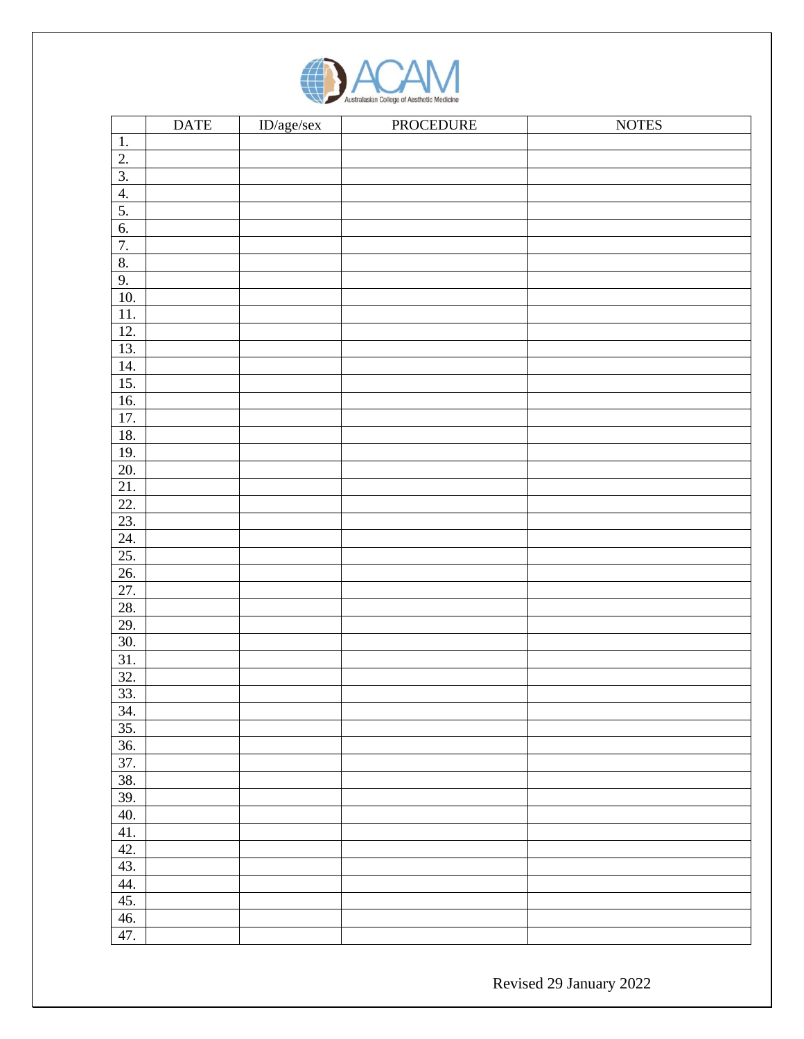| | DATE | ID/age/sex | PROCEDURE | NOTES |
|---|---|---|---|---|
| 1. | | | | |
| 2. | | | | |
| 3. | | | | |
| 4. | | | | |
| 5. | | | | |
| 6. | | | | |
| 7. | | | | |
| 8. | | | | |
| 9. | | | | |
| 10. | | | | |
| 11. | | | | |
| 12. | | | | |
| 13. | | | | |
| 14. | | | | |
| 15. | | | | |
| 16. | | | | |
| 17. | | | | |
| 18. | | | | |
| 19. | | | | |
| 20. | | | | |
| 21. | | | | |
| 22. | | | | |
| 23. | | | | |
| 24. | | | | |
| 25. | | | | |
| 26. | | | | |
| 27. | | | | |
| 28. | | | | |
| 29. | | | | |
| 30. | | | | |
| 31. | | | | |
| 32. | | | | |
| 33. | | | | |
| 34. | | | | |
| 35. | | | | |
| 36. | | | | |
| 37. | | | | |
| 38. | | | | |
| 39. | | | | |
| 40. | | | | |
| 41. | | | | |
| 42. | | | | |
| 43. | | | | |
| 44. | | | | |
| 45. | | | | |
| 46. | | | | |
| 47. | | | | |

Revised 29 January 2022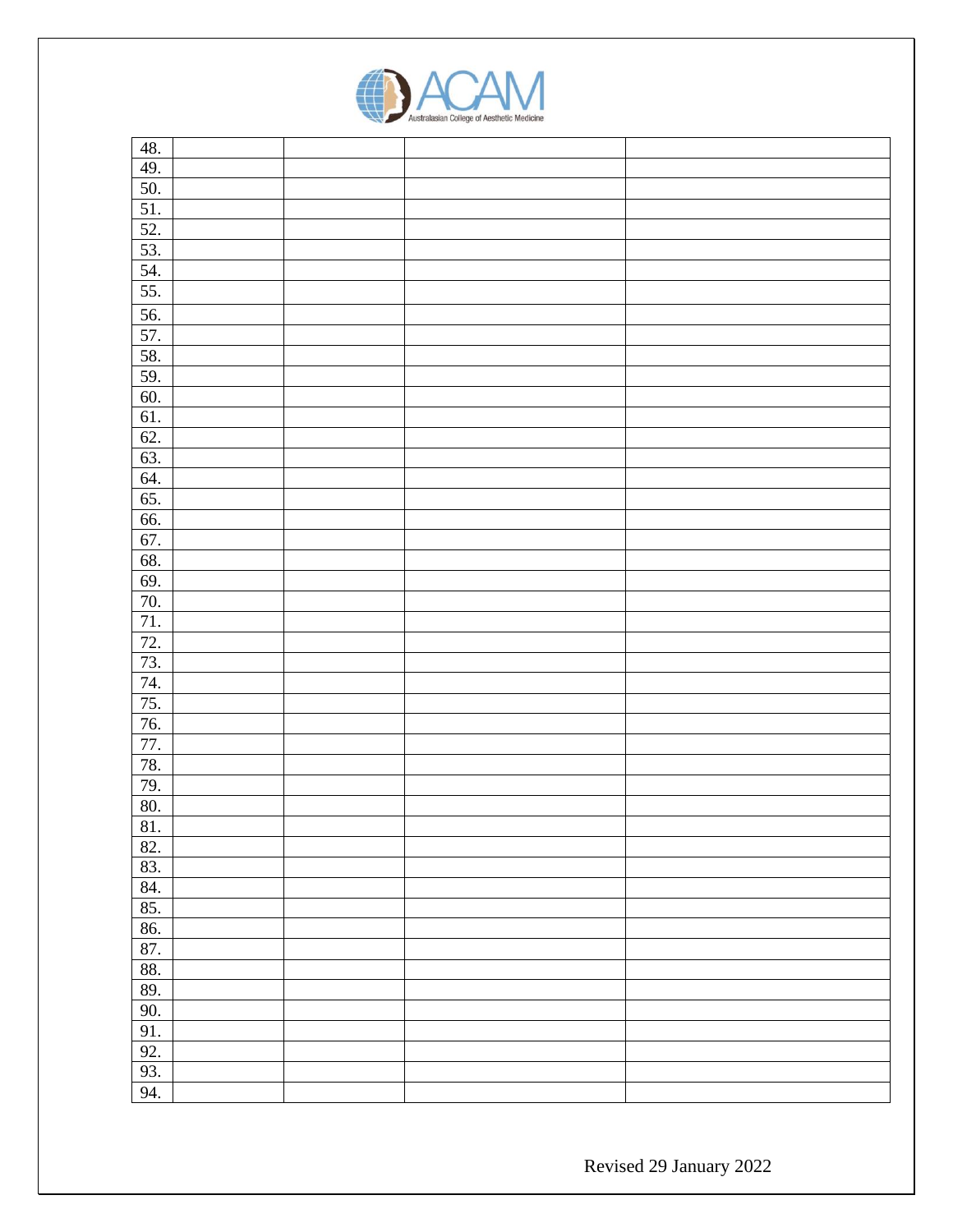| | | | | |
|---|---|---|---|---|
| 48. | | | | |
| 49. | | | | |
| 50. | | | | |
| 51. | | | | |
| 52. | | | | |
| 53. | | | | |
| 54. | | | | |
| 55. | | | | |
| 56. | | | | |
| 57. | | | | |
| 58. | | | | |
| 59. | | | | |
| 60. | | | | |
| 61. | | | | |
| 62. | | | | |
| 63. | | | | |
| 64. | | | | |
| 65. | | | | |
| 66. | | | | |
| 67. | | | | |
| 68. | | | | |
| 69. | | | | |
| 70. | | | | |
| 71. | | | | |
| 72. | | | | |
| 73. | | | | |
| 74. | | | | |
| 75. | | | | |
| 76. | | | | |
| 77. | | | | |
| 78. | | | | |
| 79. | | | | |
| 80. | | | | |
| 81. | | | | |
| 82. | | | | |
| 83. | | | | |
| 84. | | | | |
| 85. | | | | |
| 86. | | | | |
| 87. | | | | |
| 88. | | | | |
| 89. | | | | |
| 90. | | | | |
| 91. | | | | |
| 92. | | | | |
| 93. | | | | |
| 94. | | | | |

Revised 29 January 2022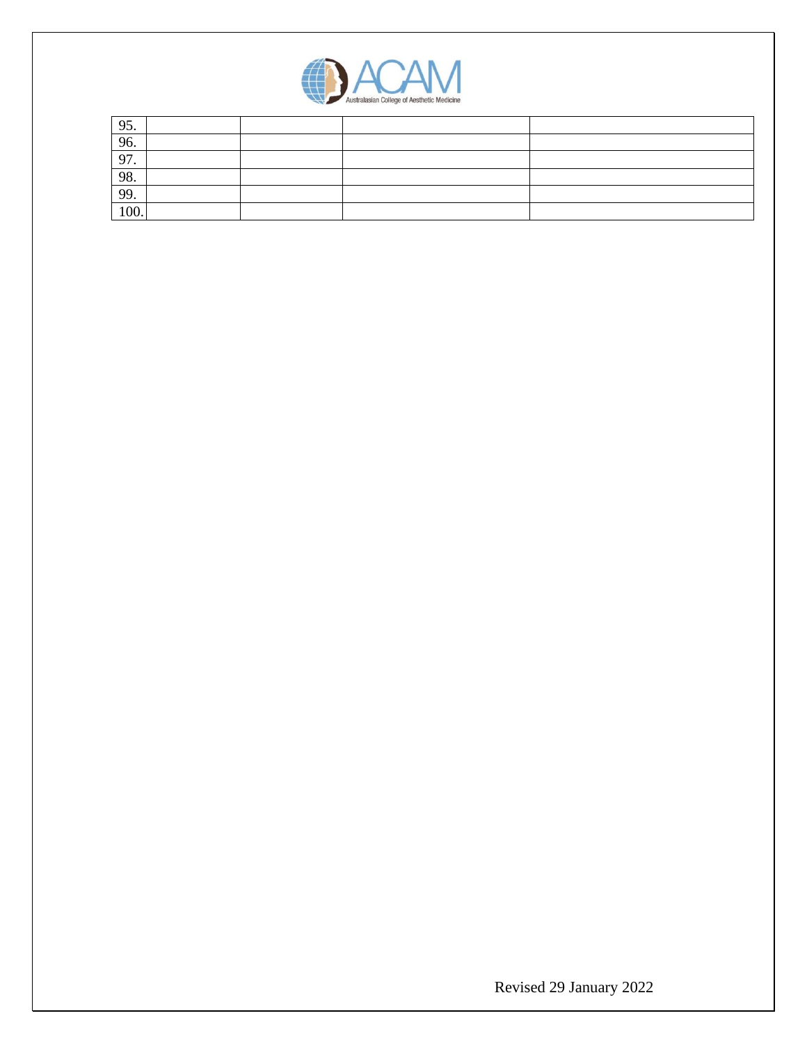| | | | | |
|---|---|---|---|---|
| 95. | | | | |
| 96. | | | | |
| 97. | | | | |
| 98. | | | | |
| 99. | | | | |
| 100. | | | | |

Revised 29 January 2022